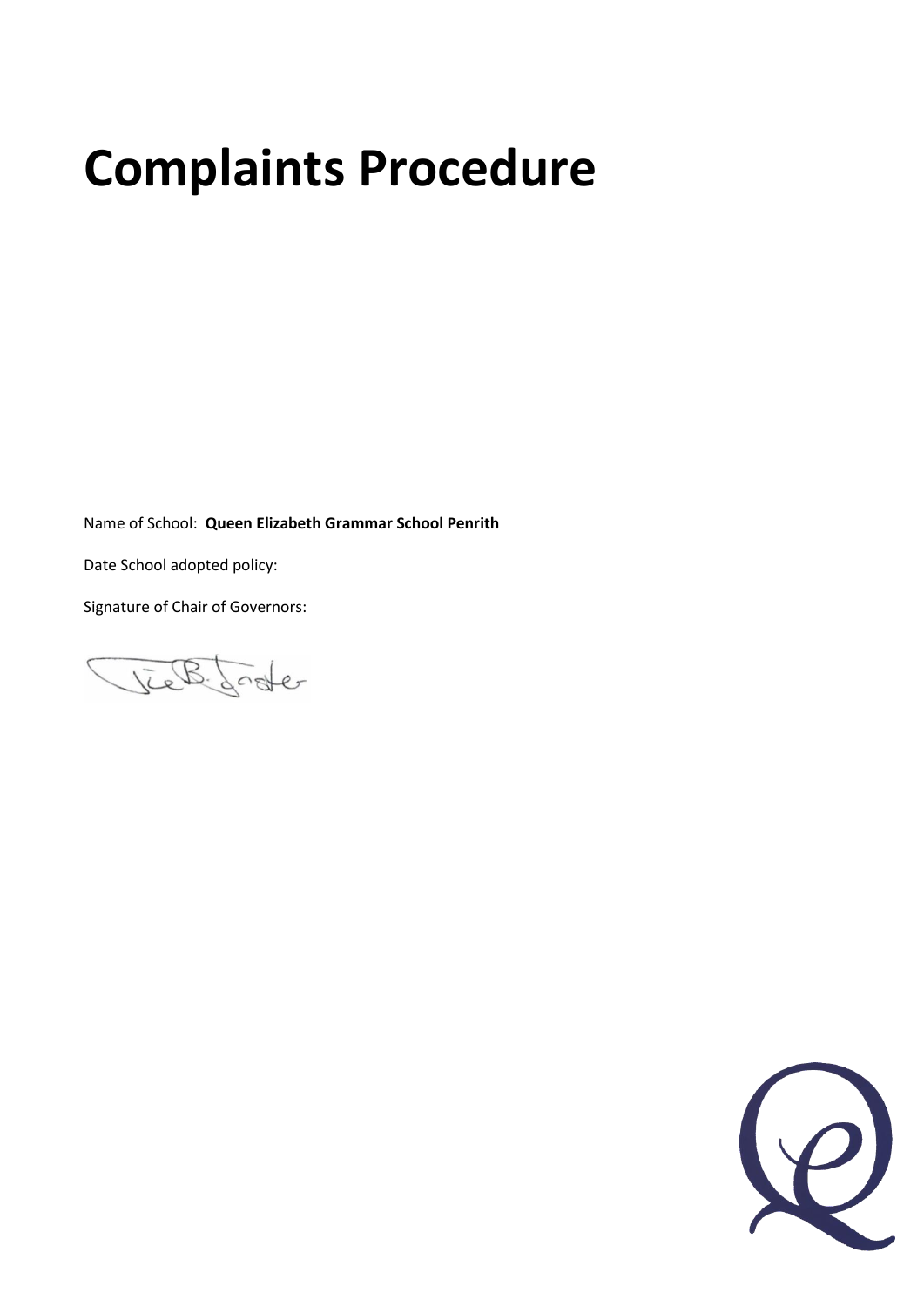# Complaints Procedure

Name of School: **Queen Elizabeth Grammar School Penrith**

Date School adopted policy:

Signature of Chair of Governors: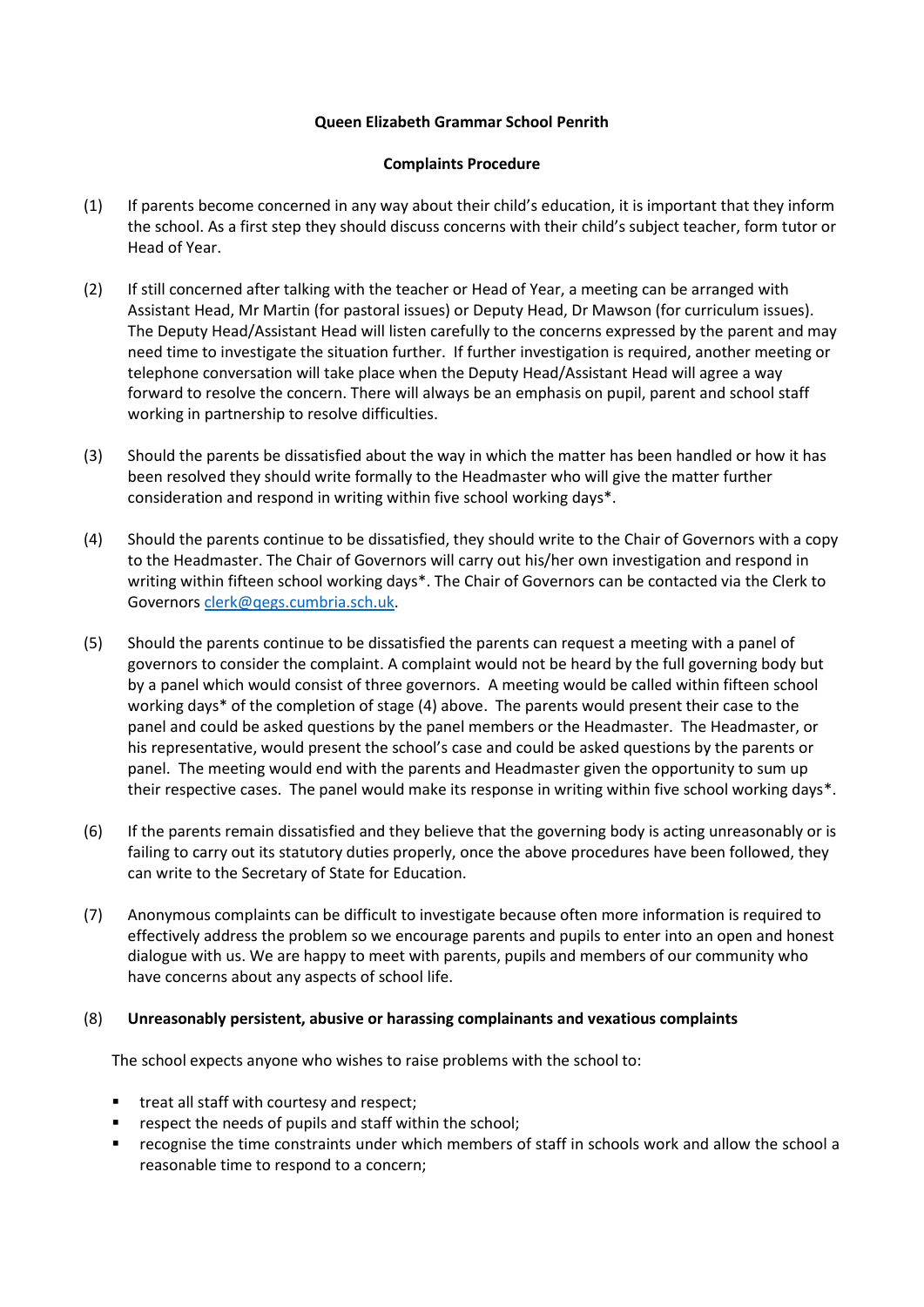**Queen Elizabeth Grammar School Penrith**

**Complaints Procedure**

(1) If parents become concerned in any way about their child's education, it is important that they inform the school. As a first step they should discuss concerns with their child's subject teacher, form tutor or Head of Year.

(2) If still concerned after talking with the teacher or Head of Year, a meeting can be arranged with Assistant Head, Mr Martin (for pastoral issues) or Deputy Head, Dr Mawson (for curriculum issues). The Deputy Head/Assistant Head will listen carefully to the concerns expressed by the parent and may need time to investigate the situation further. If further investigation is required, another meeting or telephone conversation will take place when the Deputy Head/Assistant Head will agree a way forward to resolve the concern. There will always be an emphasis on pupil, parent and school staff working in partnership to resolve difficulties.

(3) Should the parents be dissatisfied about the way in which the matter has been handled or how it has been resolved they should write formally to the Headmaster who will give the matter further consideration and respond in writing within five school working days*.

(4) Should the parents continue to be dissatisfied, they should write to the Chair of Governors with a copy to the Headmaster. The Chair of Governors will carry out his/her own investigation and respond in writing within fifteen school working days*. The Chair of Governors can be contacted via the Clerk to Governors clerk@qegs.cumbria.sch.uk.

(5) Should the parents continue to be dissatisfied the parents can request a meeting with a panel of governors to consider the complaint. A complaint would not be heard by the full governing body but by a panel which would consist of three governors. A meeting would be called within fifteen school working days* of the completion of stage (4) above. The parents would present their case to the panel and could be asked questions by the panel members or the Headmaster. The Headmaster, or his representative, would present the school's case and could be asked questions by the parents or panel. The meeting would end with the parents and Headmaster given the opportunity to sum up their respective cases. The panel would make its response in writing within five school working days*.

(6) If the parents remain dissatisfied and they believe that the governing body is acting unreasonably or is failing to carry out its statutory duties properly, once the above procedures have been followed, they can write to the Secretary of State for Education.

(7) Anonymous complaints can be difficult to investigate because often more information is required to effectively address the problem so we encourage parents and pupils to enter into an open and honest dialogue with us. We are happy to meet with parents, pupils and members of our community who have concerns about any aspects of school life.

(8) **Unreasonably persistent, abusive or harassing complainants and vexatious complaints**

The school expects anyone who wishes to raise problems with the school to:

- treat all staff with courtesy and respect;
- respect the needs of pupils and staff within the school;
- recognise the time constraints under which members of staff in schools work and allow the school a reasonable time to respond to a concern;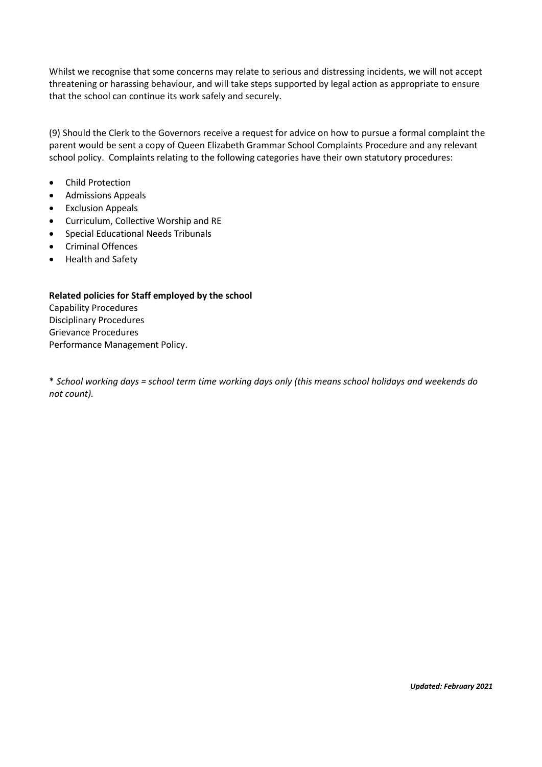Whilst we recognise that some concerns may relate to serious and distressing incidents, we will not accept threatening or harassing behaviour, and will take steps supported by legal action as appropriate to ensure that the school can continue its work safely and securely.

(9) Should the Clerk to the Governors receive a request for advice on how to pursue a formal complaint the parent would be sent a copy of Queen Elizabeth Grammar School Complaints Procedure and any relevant school policy. Complaints relating to the following categories have their own statutory procedures:

- Child Protection
- Admissions Appeals
- Exclusion Appeals
- Curriculum, Collective Worship and RE
- Special Educational Needs Tribunals
- Criminal Offences
- Health and Safety

**Related policies for Staff employed by the school**

Capability Procedures
Disciplinary Procedures
Grievance Procedures
Performance Management Policy.

\* *School working days = school term time working days only (this means school holidays and weekends do not count).*

***Updated: February 2021***